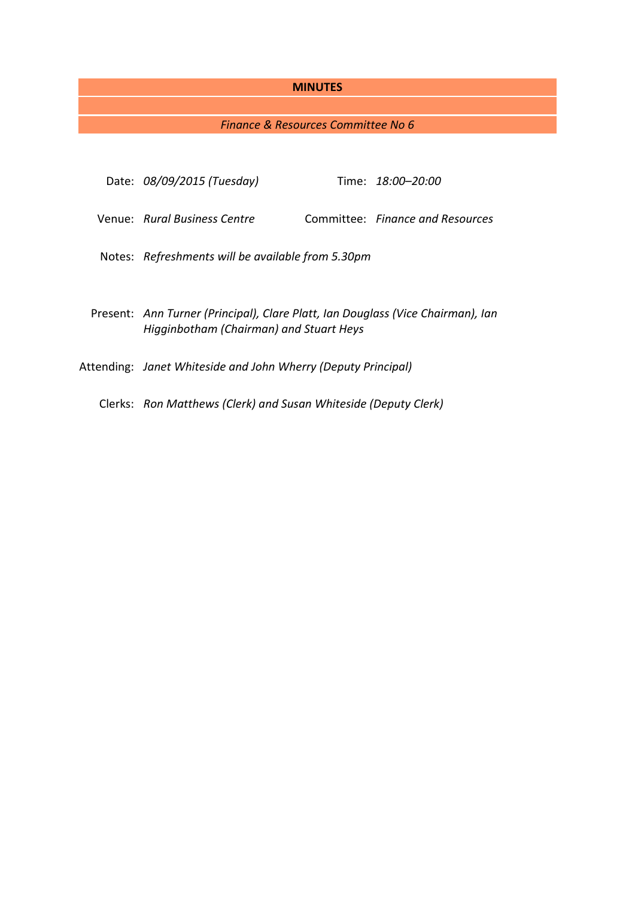# MINUTES

*Finance & Resources Committee No 6*

Date: *08/09/2015 (Tuesday)*

Time: *18:00–20:00*

Venue: *Rural Business Centre*

Committee: *Finance and Resources*

Notes: *Refreshments will be available from 5.30pm*

Present: *Ann Turner (Principal), Clare Platt, Ian Douglass (Vice Chairman), Ian Higginbotham (Chairman) and Stuart Heys*

Attending: *Janet Whiteside and John Wherry (Deputy Principal)*

Clerks: *Ron Matthews (Clerk) and Susan Whiteside (Deputy Clerk)*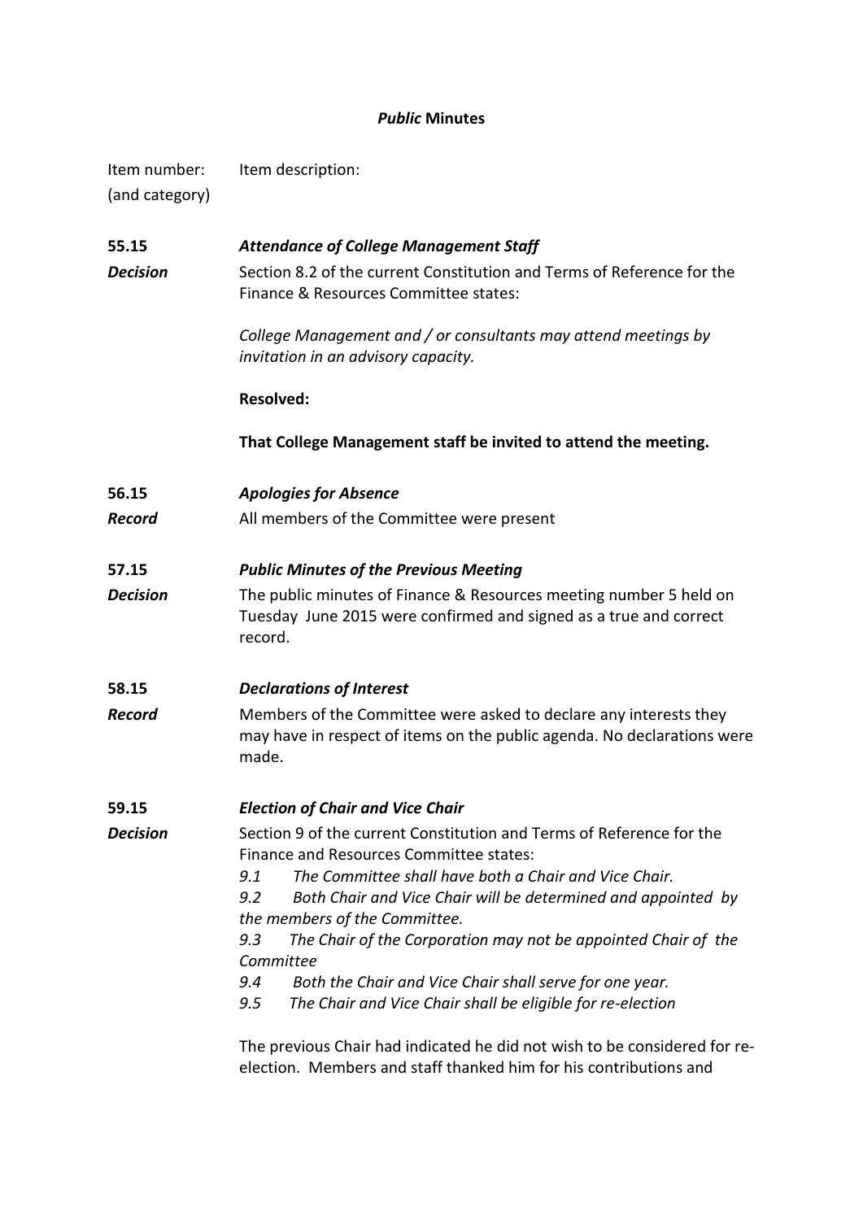# *Public* Minutes

| Item number: (and category) | Item description: |
|---|---|

**55.15** ***Attendance of College Management Staff***

***Decision***

Section 8.2 of the current Constitution and Terms of Reference for the Finance & Resources Committee states:

*College Management and / or consultants may attend meetings by invitation in an advisory capacity.*

**Resolved:**

**That College Management staff be invited to attend the meeting.**

**56.15** ***Apologies for Absence***

***Record***

All members of the Committee were present

**57.15** ***Public Minutes of the Previous Meeting***

***Decision***

The public minutes of Finance & Resources meeting number 5 held on Tuesday June 2015 were confirmed and signed as a true and correct record.

**58.15** ***Declarations of Interest***

***Record***

Members of the Committee were asked to declare any interests they may have in respect of items on the public agenda. No declarations were made.

**59.15** ***Election of Chair and Vice Chair***

***Decision***

Section 9 of the current Constitution and Terms of Reference for the Finance and Resources Committee states:

*9.1 The Committee shall have both a Chair and Vice Chair.*
*9.2 Both Chair and Vice Chair will be determined and appointed by the members of the Committee.*
*9.3 The Chair of the Corporation may not be appointed Chair of the Committee*
*9.4 Both the Chair and Vice Chair shall serve for one year.*
*9.5 The Chair and Vice Chair shall be eligible for re-election*

The previous Chair had indicated he did not wish to be considered for re-election. Members and staff thanked him for his contributions and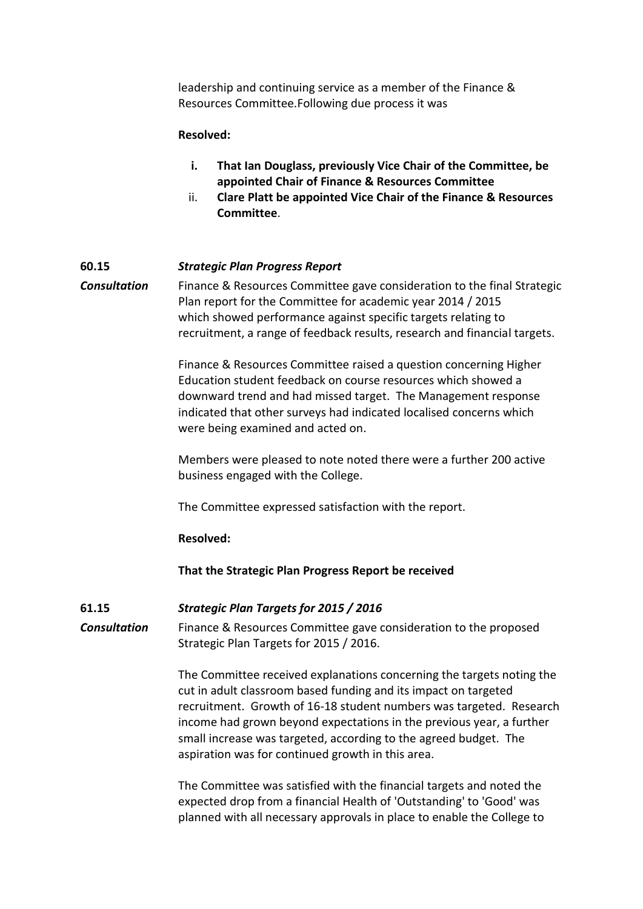leadership and continuing service as a member of the Finance & Resources Committee.Following due process it was

**Resolved:**

- **i. That Ian Douglass, previously Vice Chair of the Committee, be appointed Chair of Finance & Resources Committee**
- ii. **Clare Platt be appointed Vice Chair of the Finance & Resources Committee**.

### 60.15 *Strategic Plan Progress Report*

***Consultation*** Finance & Resources Committee gave consideration to the final Strategic Plan report for the Committee for academic year 2014 / 2015 which showed performance against specific targets relating to recruitment, a range of feedback results, research and financial targets.

Finance & Resources Committee raised a question concerning Higher Education student feedback on course resources which showed a downward trend and had missed target. The Management response indicated that other surveys had indicated localised concerns which were being examined and acted on.

Members were pleased to note noted there were a further 200 active business engaged with the College.

The Committee expressed satisfaction with the report.

**Resolved:**

**That the Strategic Plan Progress Report be received**

### 61.15 *Strategic Plan Targets for 2015 / 2016*

***Consultation*** Finance & Resources Committee gave consideration to the proposed Strategic Plan Targets for 2015 / 2016.

The Committee received explanations concerning the targets noting the cut in adult classroom based funding and its impact on targeted recruitment. Growth of 16-18 student numbers was targeted. Research income had grown beyond expectations in the previous year, a further small increase was targeted, according to the agreed budget. The aspiration was for continued growth in this area.

The Committee was satisfied with the financial targets and noted the expected drop from a financial Health of 'Outstanding' to 'Good' was planned with all necessary approvals in place to enable the College to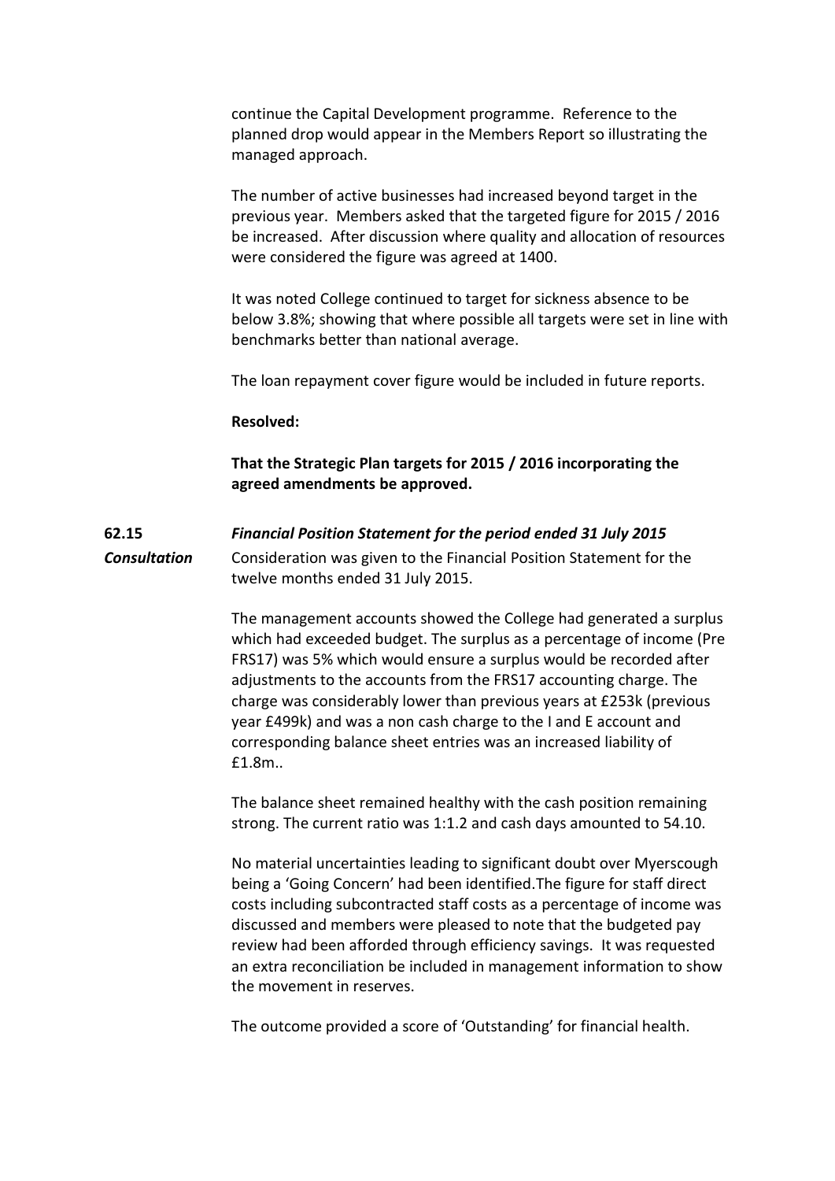continue the Capital Development programme. Reference to the planned drop would appear in the Members Report so illustrating the managed approach.

The number of active businesses had increased beyond target in the previous year. Members asked that the targeted figure for 2015 / 2016 be increased. After discussion where quality and allocation of resources were considered the figure was agreed at 1400.

It was noted College continued to target for sickness absence to be below 3.8%; showing that where possible all targets were set in line with benchmarks better than national average.

The loan repayment cover figure would be included in future reports.

**Resolved:**

**That the Strategic Plan targets for 2015 / 2016 incorporating the agreed amendments be approved.**

**62.15** ***Financial Position Statement for the period ended 31 July 2015***

***Consultation***

Consideration was given to the Financial Position Statement for the twelve months ended 31 July 2015.

The management accounts showed the College had generated a surplus which had exceeded budget. The surplus as a percentage of income (Pre FRS17) was 5% which would ensure a surplus would be recorded after adjustments to the accounts from the FRS17 accounting charge. The charge was considerably lower than previous years at £253k (previous year £499k) and was a non cash charge to the I and E account and corresponding balance sheet entries was an increased liability of £1.8m..

The balance sheet remained healthy with the cash position remaining strong. The current ratio was 1:1.2 and cash days amounted to 54.10.

No material uncertainties leading to significant doubt over Myerscough being a 'Going Concern' had been identified.The figure for staff direct costs including subcontracted staff costs as a percentage of income was discussed and members were pleased to note that the budgeted pay review had been afforded through efficiency savings. It was requested an extra reconciliation be included in management information to show the movement in reserves.

The outcome provided a score of 'Outstanding' for financial health.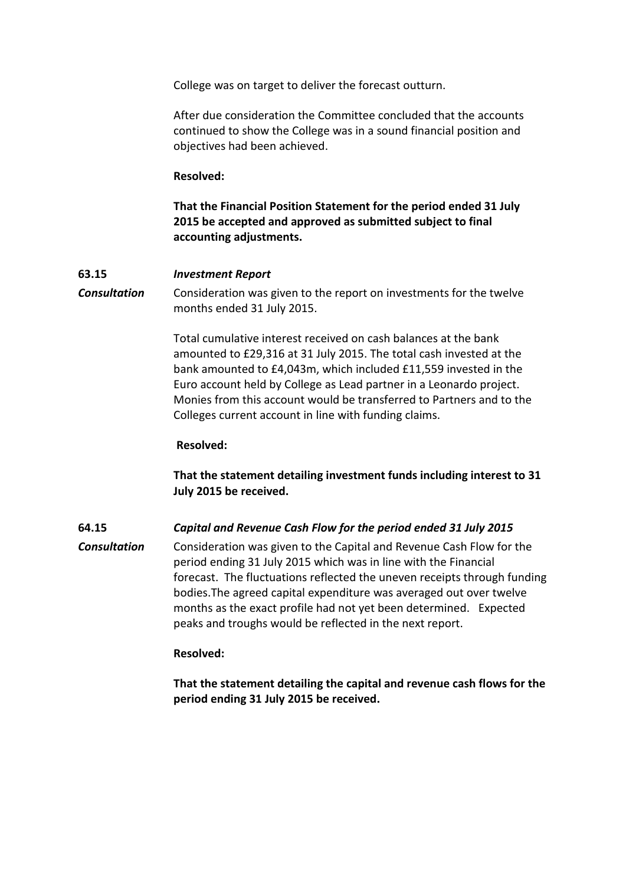College was on target to deliver the forecast outturn.

After due consideration the Committee concluded that the accounts continued to show the College was in a sound financial position and objectives had been achieved.

**Resolved:**

**That the Financial Position Statement for the period ended 31 July 2015 be accepted and approved as submitted subject to final accounting adjustments.**

**63.15** ***Investment Report***

***Consultation*** Consideration was given to the report on investments for the twelve months ended 31 July 2015.

Total cumulative interest received on cash balances at the bank amounted to £29,316 at 31 July 2015. The total cash invested at the bank amounted to £4,043m, which included £11,559 invested in the Euro account held by College as Lead partner in a Leonardo project. Monies from this account would be transferred to Partners and to the Colleges current account in line with funding claims.

**Resolved:**

**That the statement detailing investment funds including interest to 31 July 2015 be received.**

**64.15** ***Capital and Revenue Cash Flow for the period ended 31 July 2015***

***Consultation*** Consideration was given to the Capital and Revenue Cash Flow for the period ending 31 July 2015 which was in line with the Financial forecast. The fluctuations reflected the uneven receipts through funding bodies.The agreed capital expenditure was averaged out over twelve months as the exact profile had not yet been determined. Expected peaks and troughs would be reflected in the next report.

**Resolved:**

**That the statement detailing the capital and revenue cash flows for the period ending 31 July 2015 be received.**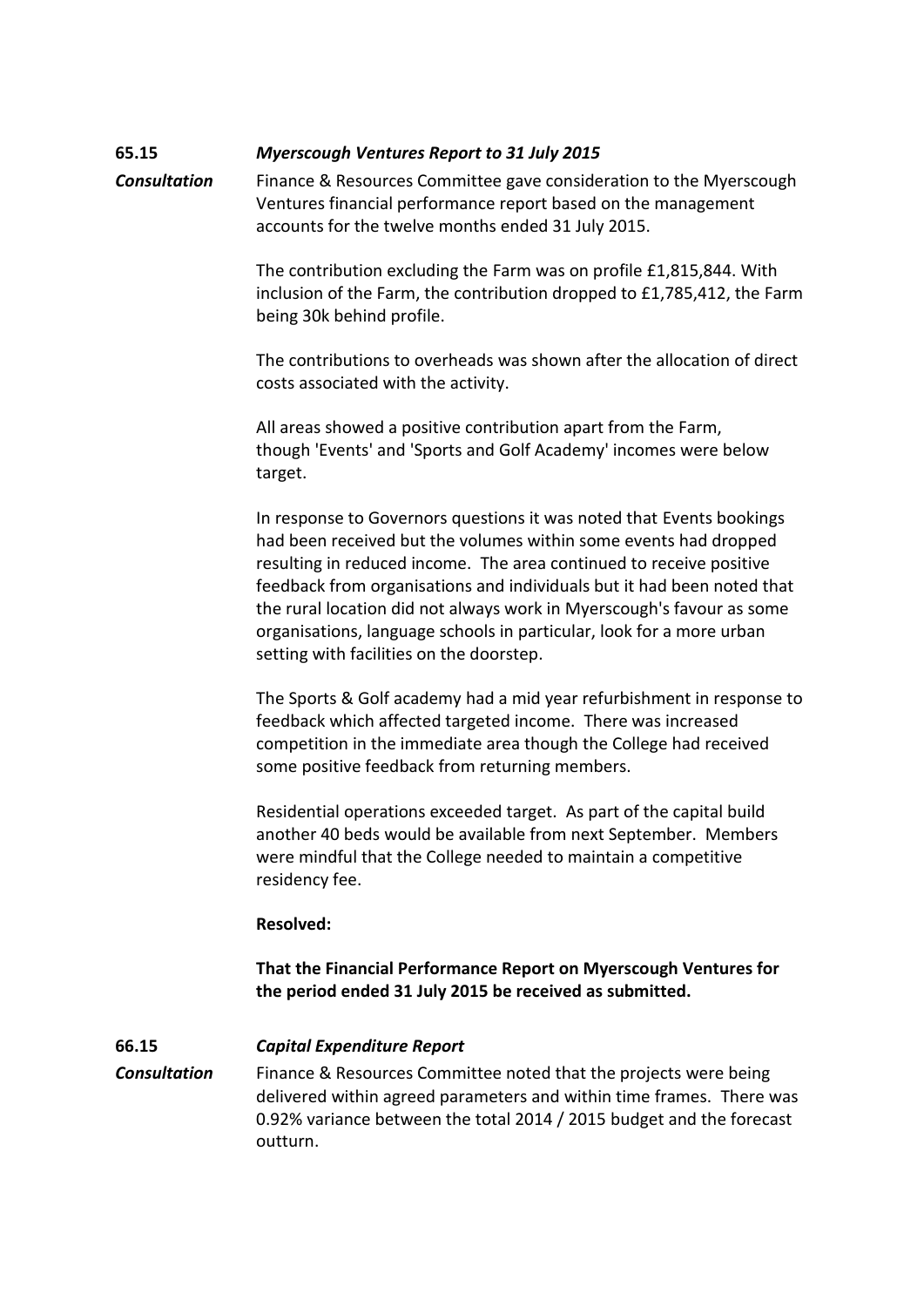**65.15** ***Myerscough Ventures Report to 31 July 2015***

***Consultation*** Finance & Resources Committee gave consideration to the Myerscough Ventures financial performance report based on the management accounts for the twelve months ended 31 July 2015.

The contribution excluding the Farm was on profile £1,815,844. With inclusion of the Farm, the contribution dropped to £1,785,412, the Farm being 30k behind profile.

The contributions to overheads was shown after the allocation of direct costs associated with the activity.

All areas showed a positive contribution apart from the Farm, though 'Events' and 'Sports and Golf Academy' incomes were below target.

In response to Governors questions it was noted that Events bookings had been received but the volumes within some events had dropped resulting in reduced income. The area continued to receive positive feedback from organisations and individuals but it had been noted that the rural location did not always work in Myerscough's favour as some organisations, language schools in particular, look for a more urban setting with facilities on the doorstep.

The Sports & Golf academy had a mid year refurbishment in response to feedback which affected targeted income. There was increased competition in the immediate area though the College had received some positive feedback from returning members.

Residential operations exceeded target. As part of the capital build another 40 beds would be available from next September. Members were mindful that the College needed to maintain a competitive residency fee.

**Resolved:**

**That the Financial Performance Report on Myerscough Ventures for the period ended 31 July 2015 be received as submitted.**

**66.15** ***Capital Expenditure Report***

***Consultation*** Finance & Resources Committee noted that the projects were being delivered within agreed parameters and within time frames. There was 0.92% variance between the total 2014 / 2015 budget and the forecast outturn.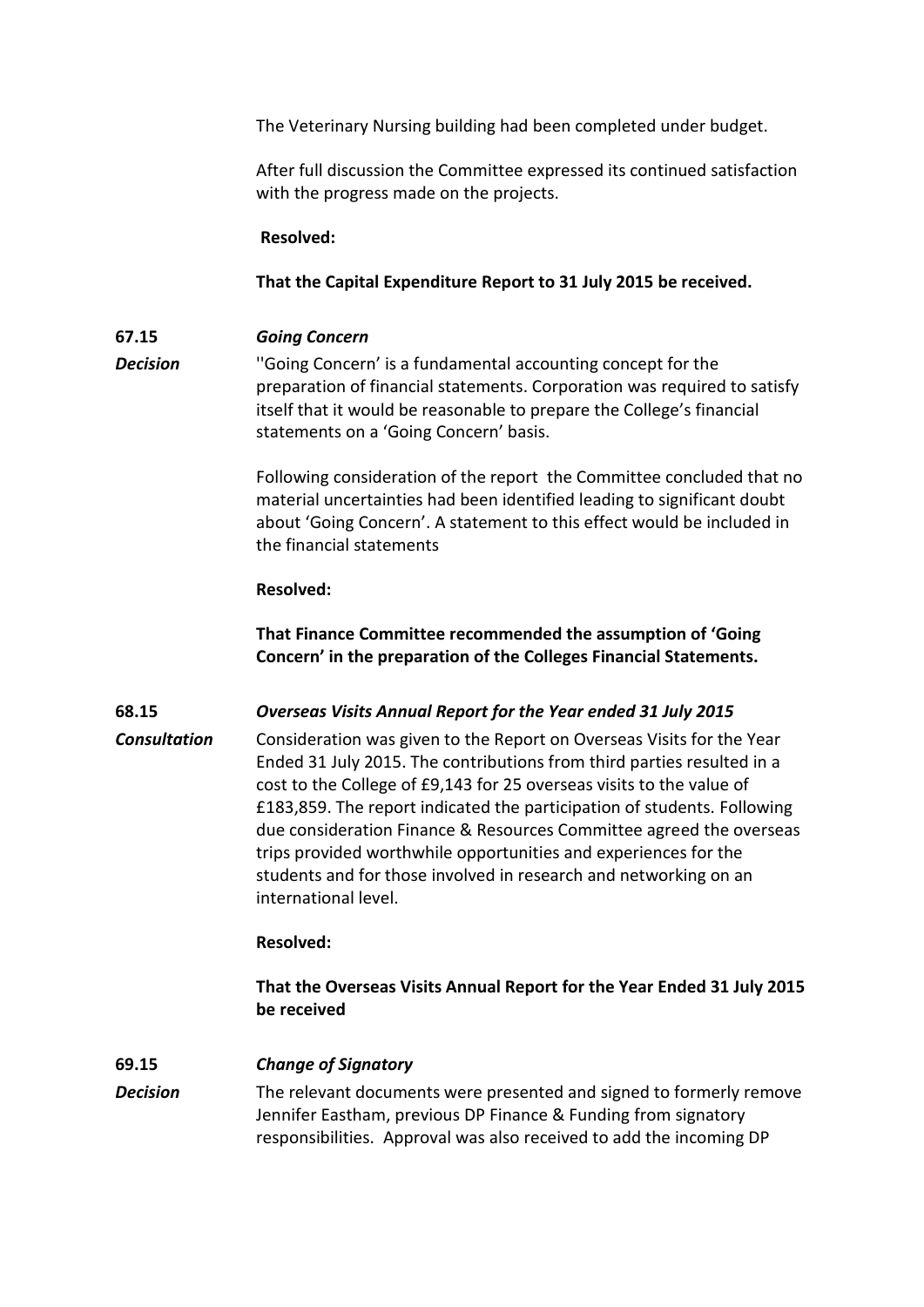The Veterinary Nursing building had been completed under budget.

After full discussion the Committee expressed its continued satisfaction with the progress made on the projects.

**Resolved:**

**That the Capital Expenditure Report to 31 July 2015 be received.**

**67.15** ***Going Concern***

***Decision***

''Going Concern' is a fundamental accounting concept for the preparation of financial statements. Corporation was required to satisfy itself that it would be reasonable to prepare the College's financial statements on a 'Going Concern' basis.

Following consideration of the report the Committee concluded that no material uncertainties had been identified leading to significant doubt about 'Going Concern'. A statement to this effect would be included in the financial statements

**Resolved:**

**That Finance Committee recommended the assumption of 'Going Concern' in the preparation of the Colleges Financial Statements.**

**68.15** ***Overseas Visits Annual Report for the Year ended 31 July 2015***

***Consultation***

Consideration was given to the Report on Overseas Visits for the Year Ended 31 July 2015. The contributions from third parties resulted in a cost to the College of £9,143 for 25 overseas visits to the value of £183,859. The report indicated the participation of students. Following due consideration Finance & Resources Committee agreed the overseas trips provided worthwhile opportunities and experiences for the students and for those involved in research and networking on an international level.

**Resolved:**

**That the Overseas Visits Annual Report for the Year Ended 31 July 2015 be received**

**69.15** ***Change of Signatory***

***Decision***

The relevant documents were presented and signed to formerly remove Jennifer Eastham, previous DP Finance & Funding from signatory responsibilities. Approval was also received to add the incoming DP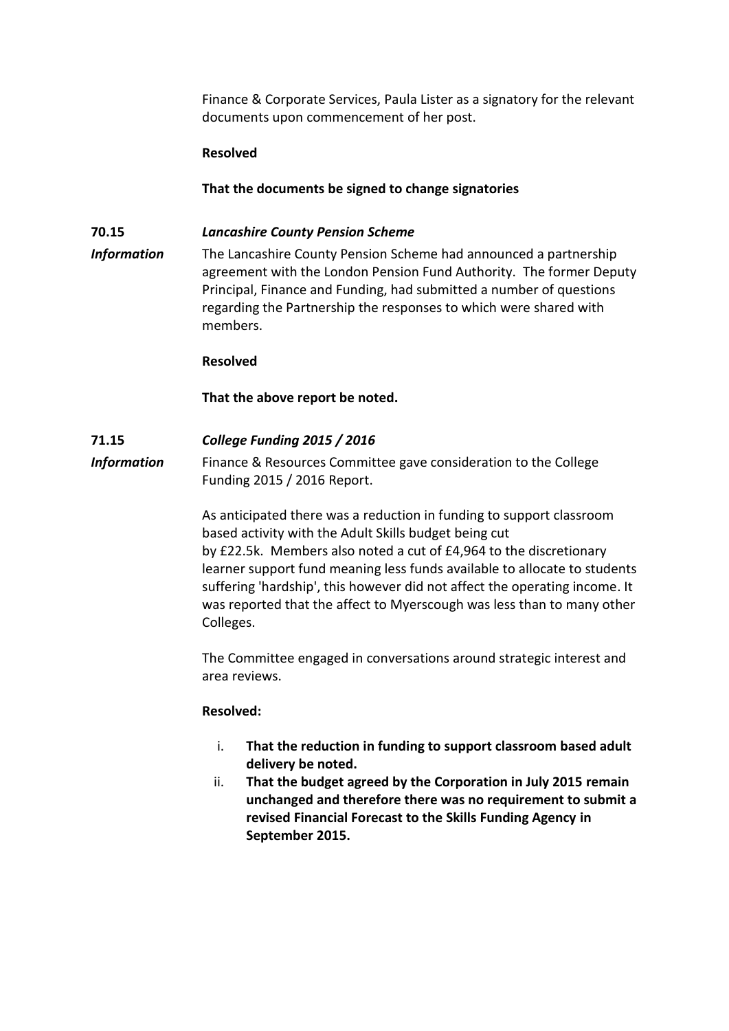Finance & Corporate Services, Paula Lister as a signatory for the relevant documents upon commencement of her post.

**Resolved**

**That the documents be signed to change signatories**

**70.15** ***Lancashire County Pension Scheme***

***Information*** The Lancashire County Pension Scheme had announced a partnership agreement with the London Pension Fund Authority. The former Deputy Principal, Finance and Funding, had submitted a number of questions regarding the Partnership the responses to which were shared with members.

**Resolved**

**That the above report be noted.**

**71.15** ***College Funding 2015 / 2016***

***Information*** Finance & Resources Committee gave consideration to the College Funding 2015 / 2016 Report.

As anticipated there was a reduction in funding to support classroom based activity with the Adult Skills budget being cut by £22.5k. Members also noted a cut of £4,964 to the discretionary learner support fund meaning less funds available to allocate to students suffering 'hardship', this however did not affect the operating income. It was reported that the affect to Myerscough was less than to many other Colleges.

The Committee engaged in conversations around strategic interest and area reviews.

**Resolved:**

i. **That the reduction in funding to support classroom based adult delivery be noted.**
ii. **That the budget agreed by the Corporation in July 2015 remain unchanged and therefore there was no requirement to submit a revised Financial Forecast to the Skills Funding Agency in September 2015.**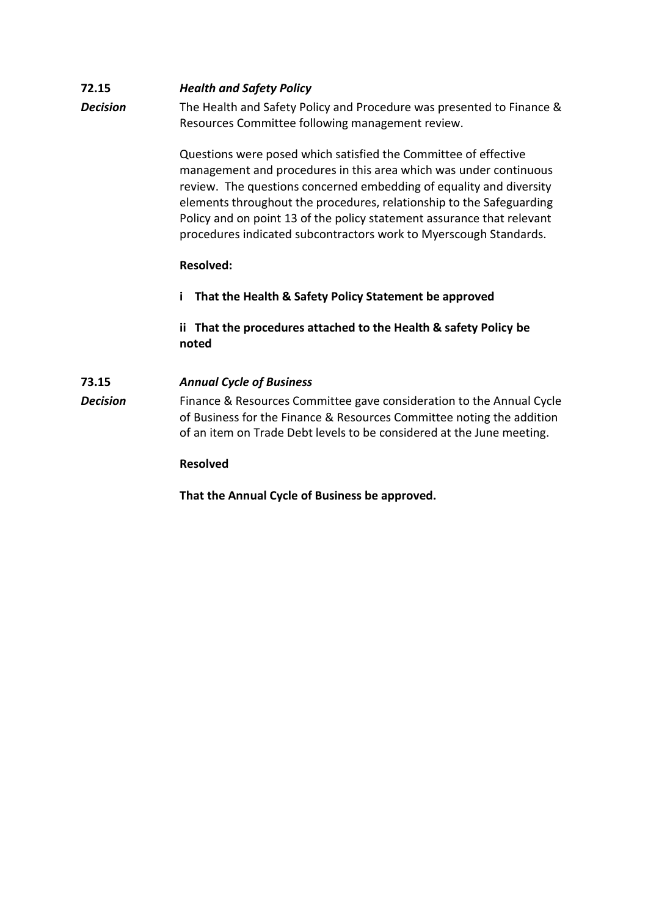**72.15** ***Health and Safety Policy***

***Decision*** The Health and Safety Policy and Procedure was presented to Finance & Resources Committee following management review.

Questions were posed which satisfied the Committee of effective management and procedures in this area which was under continuous review. The questions concerned embedding of equality and diversity elements throughout the procedures, relationship to the Safeguarding Policy and on point 13 of the policy statement assurance that relevant procedures indicated subcontractors work to Myerscough Standards.

**Resolved:**

**i That the Health & Safety Policy Statement be approved**

**ii That the procedures attached to the Health & safety Policy be noted**

**73.15** ***Annual Cycle of Business***

***Decision*** Finance & Resources Committee gave consideration to the Annual Cycle of Business for the Finance & Resources Committee noting the addition of an item on Trade Debt levels to be considered at the June meeting.

**Resolved**

**That the Annual Cycle of Business be approved.**